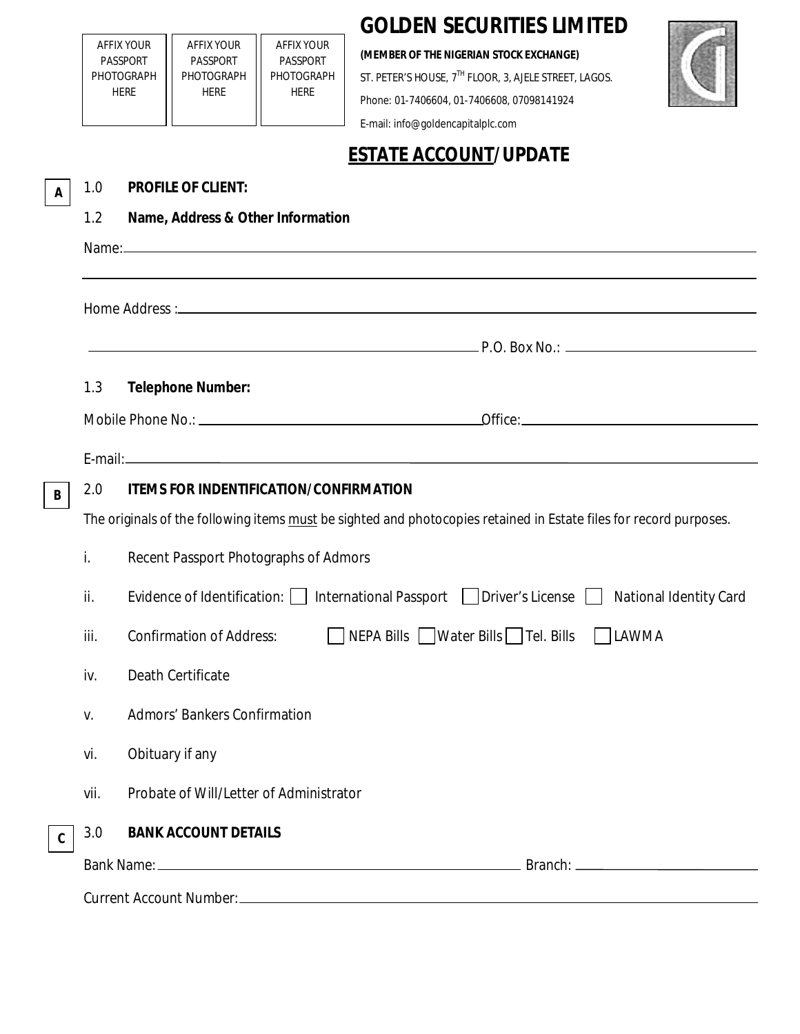AFFIX YOUR PASSPORT PHOTOGRAPH HERE | AFFIX YOUR PASSPORT PHOTOGRAPH HERE | AFFIX YOUR PASSPORT PHOTOGRAPH HERE

# GOLDEN SECURITIES LIMITED

**(MEMBER OF THE NIGERIAN STOCK EXCHANGE)**

ST. PETER'S HOUSE, 7TH FLOOR, 3, AJELE STREET, LAGOS.

Phone: 01-7406604, 01-7406608, 07098141924

E-mail: info@goldencapitalplc.com

## ESTATE ACCOUNT/UPDATE

**A**

1.0 **PROFILE OF CLIENT:**

1.2 **Name, Address & Other Information**

Name: ____________________________________________

____________________________________________

Home Address : ____________________________________________

____________________________________________ P.O. Box No.: ____________________

1.3 **Telephone Number:**

Mobile Phone No.: ____________________ Office: ____________________

E-mail: ____________________________________________

**B**

2.0 **ITEMS FOR INDENTIFICATION/CONFIRMATION**

The originals of the following items must be sighted and photocopies retained in Estate files for record purposes.

i. Recent Passport Photographs of Admors

ii. Evidence of Identification: ☐ International Passport ☐ Driver's License ☐ National Identity Card

iii. Confirmation of Address: ☐ NEPA Bills ☐ Water Bills ☐ Tel. Bills ☐ LAWMA

iv. Death Certificate

v. Admors' Bankers Confirmation

vi. Obituary if any

vii. Probate of Will/Letter of Administrator

**C**

3.0 **BANK ACCOUNT DETAILS**

Bank Name: ____________________ Branch: ____________________

Current Account Number: ____________________________________________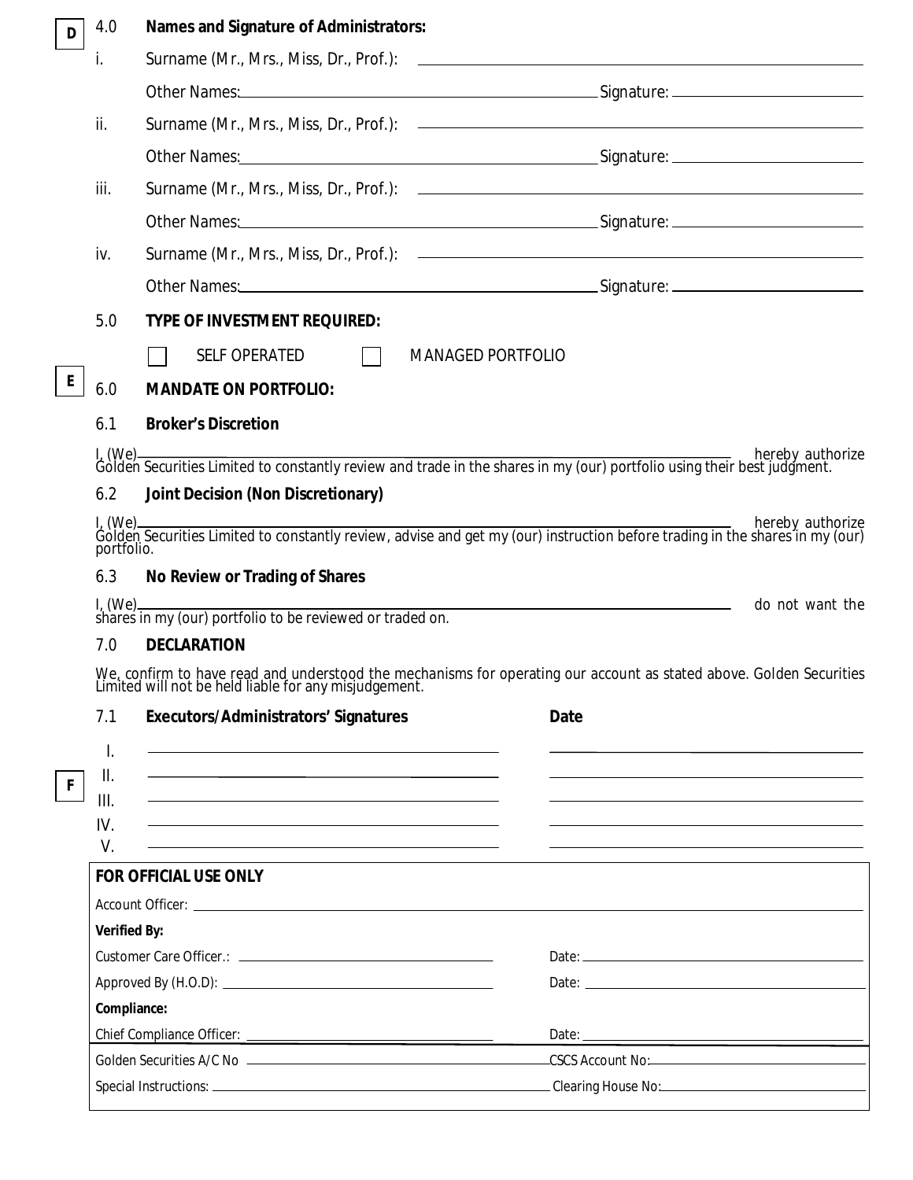**D**

4.0 **Names and Signature of Administrators:**

i. Surname (Mr., Mrs., Miss, Dr., Prof.): ______________________________

Other Names: ______________________________ Signature: ______________________________

ii. Surname (Mr., Mrs., Miss, Dr., Prof.): ______________________________

Other Names: ______________________________ Signature: ______________________________

iii. Surname (Mr., Mrs., Miss, Dr., Prof.): ______________________________

Other Names: ______________________________ Signature: ______________________________

iv. Surname (Mr., Mrs., Miss, Dr., Prof.): ______________________________

Other Names: ______________________________ Signature: ______________________________

5.0 **TYPE OF INVESTMENT REQUIRED:**

☐ SELF OPERATED ☐ MANAGED PORTFOLIO

**E**

6.0 **MANDATE ON PORTFOLIO:**

6.1 **Broker's Discretion**

I, (We)______________________________ hereby authorize Golden Securities Limited to constantly review and trade in the shares in my (our) portfolio using their best judgment.

6.2 **Joint Decision (Non Discretionary)**

I, (We)______________________________ hereby authorize Golden Securities Limited to constantly review, advise and get my (our) instruction before trading in the shares in my (our) portfolio.

6.3 **No Review or Trading of Shares**

I, (We)______________________________ do not want the shares in my (our) portfolio to be reviewed or traded on.

7.0 **DECLARATION**

We, confirm to have read and understood the mechanisms for operating our account as stated above. Golden Securities Limited will not be held liable for any misjudgement.

**F**

| 7.1 | Executors/Administrators' Signatures | Date |
|---|---|---|
| I. | | |
| II. | | |
| III. | | |
| IV. | | |
| V. | | |

**FOR OFFICIAL USE ONLY**

Account Officer: ______________________________

**Verified By:**

Customer Care Officer.: ______________________________ Date: ______________________________

Approved By (H.O.D): ______________________________ Date: ______________________________

**Compliance:**

Chief Compliance Officer: ______________________________ Date: ______________________________

Golden Securities A/C No ______________________________ CSCS Account No: ______________________________

Special Instructions: ______________________________ Clearing House No: ______________________________